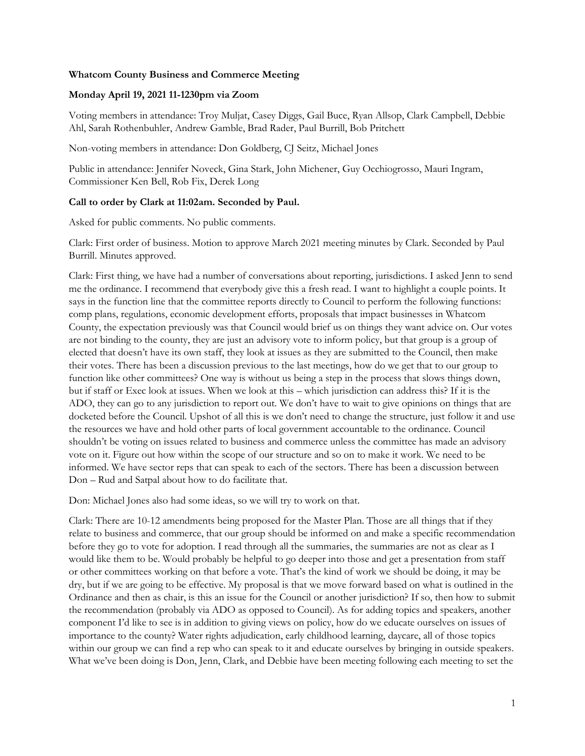**Whatcom County Business and Commerce Meeting**

**Monday April 19, 2021 11-1230pm via Zoom**

Voting members in attendance: Troy Muljat, Casey Diggs, Gail Buce, Ryan Allsop, Clark Campbell, Debbie Ahl, Sarah Rothenbuhler, Andrew Gamble, Brad Rader, Paul Burrill, Bob Pritchett

Non-voting members in attendance: Don Goldberg, CJ Seitz, Michael Jones

Public in attendance: Jennifer Noveck, Gina Stark, John Michener, Guy Occhiogrosso, Mauri Ingram, Commissioner Ken Bell, Rob Fix, Derek Long

**Call to order by Clark at 11:02am. Seconded by Paul.**

Asked for public comments. No public comments.

Clark: First order of business. Motion to approve March 2021 meeting minutes by Clark. Seconded by Paul Burrill. Minutes approved.

Clark: First thing, we have had a number of conversations about reporting, jurisdictions. I asked Jenn to send me the ordinance. I recommend that everybody give this a fresh read. I want to highlight a couple points. It says in the function line that the committee reports directly to Council to perform the following functions: comp plans, regulations, economic development efforts, proposals that impact businesses in Whatcom County, the expectation previously was that Council would brief us on things they want advice on. Our votes are not binding to the county, they are just an advisory vote to inform policy, but that group is a group of elected that doesn't have its own staff, they look at issues as they are submitted to the Council, then make their votes. There has been a discussion previous to the last meetings, how do we get that to our group to function like other committees? One way is without us being a step in the process that slows things down, but if staff or Exec look at issues. When we look at this – which jurisdiction can address this? If it is the ADO, they can go to any jurisdiction to report out. We don't have to wait to give opinions on things that are docketed before the Council. Upshot of all this is we don't need to change the structure, just follow it and use the resources we have and hold other parts of local government accountable to the ordinance. Council shouldn't be voting on issues related to business and commerce unless the committee has made an advisory vote on it. Figure out how within the scope of our structure and so on to make it work. We need to be informed. We have sector reps that can speak to each of the sectors. There has been a discussion between Don – Rud and Satpal about how to do facilitate that.

Don: Michael Jones also had some ideas, so we will try to work on that.

Clark: There are 10-12 amendments being proposed for the Master Plan. Those are all things that if they relate to business and commerce, that our group should be informed on and make a specific recommendation before they go to vote for adoption. I read through all the summaries, the summaries are not as clear as I would like them to be. Would probably be helpful to go deeper into those and get a presentation from staff or other committees working on that before a vote. That's the kind of work we should be doing, it may be dry, but if we are going to be effective. My proposal is that we move forward based on what is outlined in the Ordinance and then as chair, is this an issue for the Council or another jurisdiction? If so, then how to submit the recommendation (probably via ADO as opposed to Council). As for adding topics and speakers, another component I'd like to see is in addition to giving views on policy, how do we educate ourselves on issues of importance to the county? Water rights adjudication, early childhood learning, daycare, all of those topics within our group we can find a rep who can speak to it and educate ourselves by bringing in outside speakers. What we've been doing is Don, Jenn, Clark, and Debbie have been meeting following each meeting to set the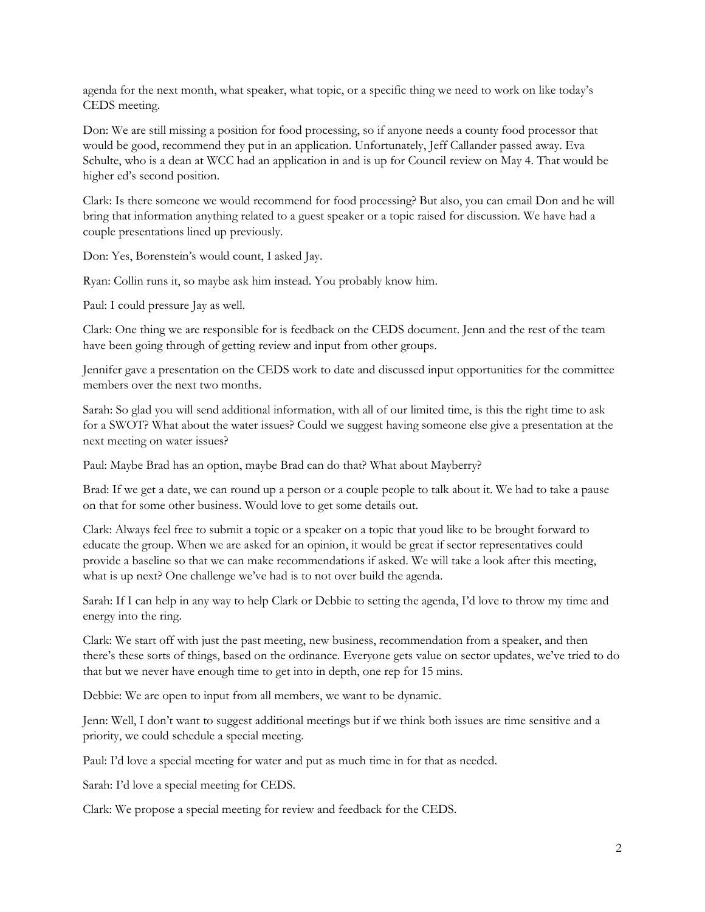agenda for the next month, what speaker, what topic, or a specific thing we need to work on like today's CEDS meeting.

Don: We are still missing a position for food processing, so if anyone needs a county food processor that would be good, recommend they put in an application. Unfortunately, Jeff Callander passed away. Eva Schulte, who is a dean at WCC had an application in and is up for Council review on May 4. That would be higher ed's second position.

Clark: Is there someone we would recommend for food processing? But also, you can email Don and he will bring that information anything related to a guest speaker or a topic raised for discussion. We have had a couple presentations lined up previously.

Don: Yes, Borenstein's would count, I asked Jay.

Ryan: Collin runs it, so maybe ask him instead. You probably know him.

Paul: I could pressure Jay as well.

Clark: One thing we are responsible for is feedback on the CEDS document. Jenn and the rest of the team have been going through of getting review and input from other groups.

Jennifer gave a presentation on the CEDS work to date and discussed input opportunities for the committee members over the next two months.

Sarah: So glad you will send additional information, with all of our limited time, is this the right time to ask for a SWOT? What about the water issues? Could we suggest having someone else give a presentation at the next meeting on water issues?

Paul: Maybe Brad has an option, maybe Brad can do that? What about Mayberry?

Brad: If we get a date, we can round up a person or a couple people to talk about it. We had to take a pause on that for some other business. Would love to get some details out.

Clark: Always feel free to submit a topic or a speaker on a topic that youd like to be brought forward to educate the group. When we are asked for an opinion, it would be great if sector representatives could provide a baseline so that we can make recommendations if asked. We will take a look after this meeting, what is up next? One challenge we've had is to not over build the agenda.

Sarah: If I can help in any way to help Clark or Debbie to setting the agenda, I'd love to throw my time and energy into the ring.

Clark: We start off with just the past meeting, new business, recommendation from a speaker, and then there's these sorts of things, based on the ordinance. Everyone gets value on sector updates, we've tried to do that but we never have enough time to get into in depth, one rep for 15 mins.

Debbie: We are open to input from all members, we want to be dynamic.

Jenn: Well, I don't want to suggest additional meetings but if we think both issues are time sensitive and a priority, we could schedule a special meeting.

Paul: I'd love a special meeting for water and put as much time in for that as needed.

Sarah: I'd love a special meeting for CEDS.

Clark: We propose a special meeting for review and feedback for the CEDS.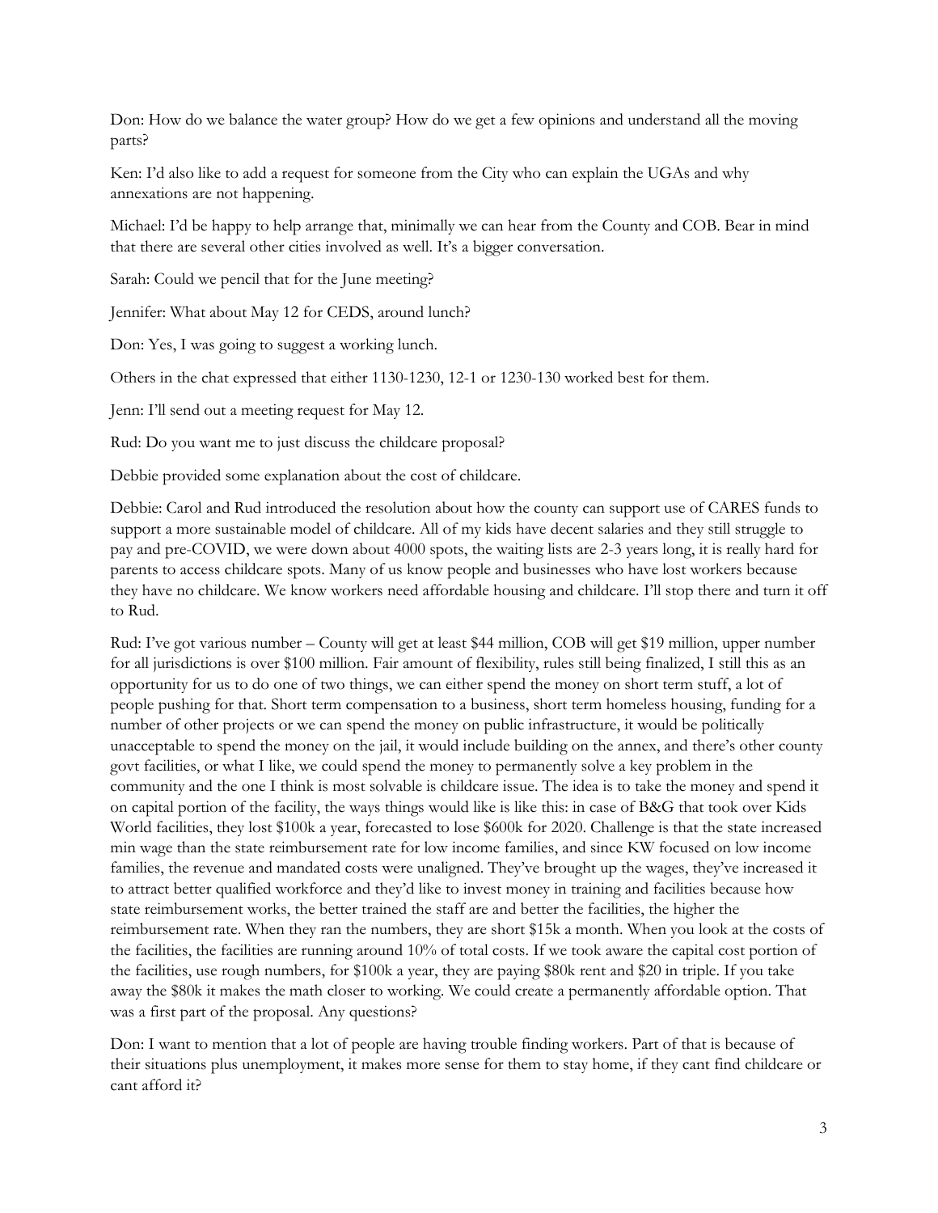Don: How do we balance the water group? How do we get a few opinions and understand all the moving parts?

Ken: I'd also like to add a request for someone from the City who can explain the UGAs and why annexations are not happening.

Michael: I'd be happy to help arrange that, minimally we can hear from the County and COB. Bear in mind that there are several other cities involved as well. It's a bigger conversation.

Sarah: Could we pencil that for the June meeting?

Jennifer: What about May 12 for CEDS, around lunch?

Don: Yes, I was going to suggest a working lunch.

Others in the chat expressed that either 1130-1230, 12-1 or 1230-130 worked best for them.

Jenn: I'll send out a meeting request for May 12.

Rud: Do you want me to just discuss the childcare proposal?

Debbie provided some explanation about the cost of childcare.

Debbie: Carol and Rud introduced the resolution about how the county can support use of CARES funds to support a more sustainable model of childcare. All of my kids have decent salaries and they still struggle to pay and pre-COVID, we were down about 4000 spots, the waiting lists are 2-3 years long, it is really hard for parents to access childcare spots. Many of us know people and businesses who have lost workers because they have no childcare. We know workers need affordable housing and childcare. I'll stop there and turn it off to Rud.

Rud: I've got various number – County will get at least $44 million, COB will get $19 million, upper number for all jurisdictions is over $100 million. Fair amount of flexibility, rules still being finalized, I still this as an opportunity for us to do one of two things, we can either spend the money on short term stuff, a lot of people pushing for that. Short term compensation to a business, short term homeless housing, funding for a number of other projects or we can spend the money on public infrastructure, it would be politically unacceptable to spend the money on the jail, it would include building on the annex, and there's other county govt facilities, or what I like, we could spend the money to permanently solve a key problem in the community and the one I think is most solvable is childcare issue. The idea is to take the money and spend it on capital portion of the facility, the ways things would like is like this: in case of B&G that took over Kids World facilities, they lost $100k a year, forecasted to lose $600k for 2020. Challenge is that the state increased min wage than the state reimbursement rate for low income families, and since KW focused on low income families, the revenue and mandated costs were unaligned. They've brought up the wages, they've increased it to attract better qualified workforce and they'd like to invest money in training and facilities because how state reimbursement works, the better trained the staff are and better the facilities, the higher the reimbursement rate. When they ran the numbers, they are short $15k a month. When you look at the costs of the facilities, the facilities are running around 10% of total costs. If we took aware the capital cost portion of the facilities, use rough numbers, for $100k a year, they are paying $80k rent and $20 in triple. If you take away the $80k it makes the math closer to working. We could create a permanently affordable option. That was a first part of the proposal. Any questions?

Don: I want to mention that a lot of people are having trouble finding workers. Part of that is because of their situations plus unemployment, it makes more sense for them to stay home, if they cant find childcare or cant afford it?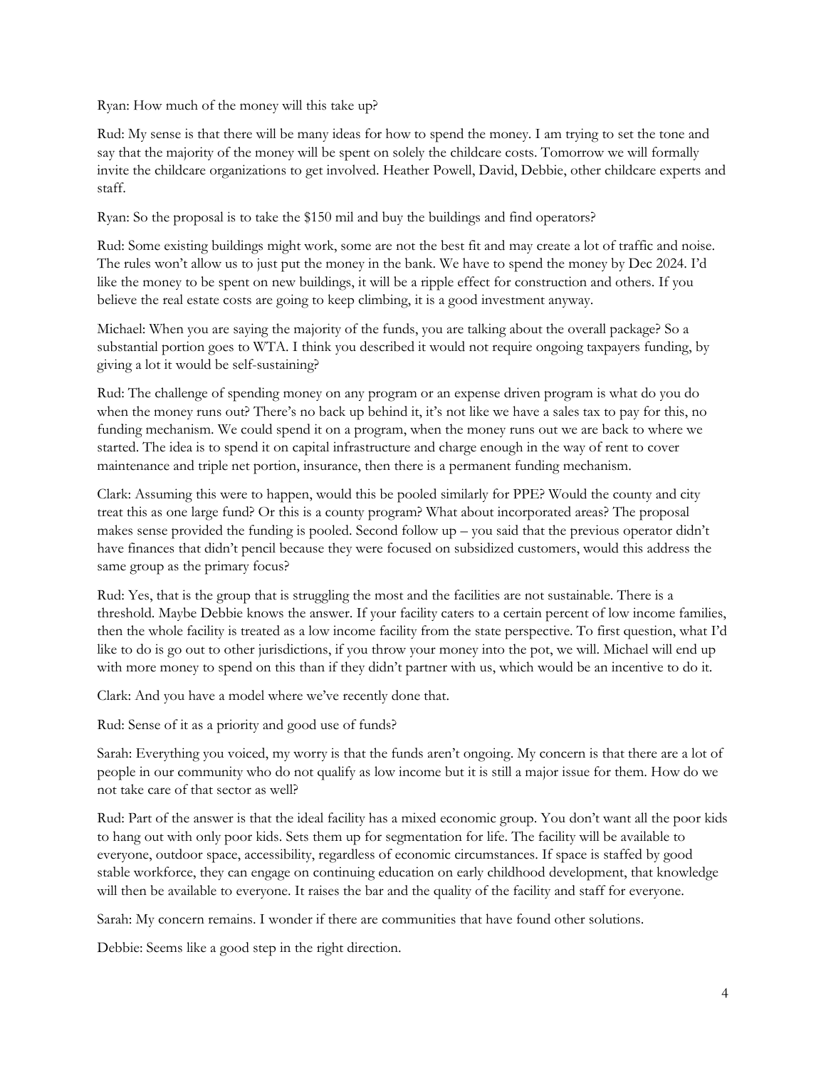Ryan: How much of the money will this take up?

Rud: My sense is that there will be many ideas for how to spend the money. I am trying to set the tone and say that the majority of the money will be spent on solely the childcare costs. Tomorrow we will formally invite the childcare organizations to get involved. Heather Powell, David, Debbie, other childcare experts and staff.

Ryan: So the proposal is to take the $150 mil and buy the buildings and find operators?

Rud: Some existing buildings might work, some are not the best fit and may create a lot of traffic and noise. The rules won't allow us to just put the money in the bank. We have to spend the money by Dec 2024. I'd like the money to be spent on new buildings, it will be a ripple effect for construction and others. If you believe the real estate costs are going to keep climbing, it is a good investment anyway.

Michael: When you are saying the majority of the funds, you are talking about the overall package? So a substantial portion goes to WTA. I think you described it would not require ongoing taxpayers funding, by giving a lot it would be self-sustaining?

Rud: The challenge of spending money on any program or an expense driven program is what do you do when the money runs out? There's no back up behind it, it's not like we have a sales tax to pay for this, no funding mechanism. We could spend it on a program, when the money runs out we are back to where we started. The idea is to spend it on capital infrastructure and charge enough in the way of rent to cover maintenance and triple net portion, insurance, then there is a permanent funding mechanism.

Clark: Assuming this were to happen, would this be pooled similarly for PPE? Would the county and city treat this as one large fund? Or this is a county program? What about incorporated areas? The proposal makes sense provided the funding is pooled. Second follow up – you said that the previous operator didn't have finances that didn't pencil because they were focused on subsidized customers, would this address the same group as the primary focus?

Rud: Yes, that is the group that is struggling the most and the facilities are not sustainable. There is a threshold. Maybe Debbie knows the answer. If your facility caters to a certain percent of low income families, then the whole facility is treated as a low income facility from the state perspective. To first question, what I'd like to do is go out to other jurisdictions, if you throw your money into the pot, we will. Michael will end up with more money to spend on this than if they didn't partner with us, which would be an incentive to do it.

Clark: And you have a model where we've recently done that.

Rud: Sense of it as a priority and good use of funds?

Sarah: Everything you voiced, my worry is that the funds aren't ongoing. My concern is that there are a lot of people in our community who do not qualify as low income but it is still a major issue for them. How do we not take care of that sector as well?

Rud: Part of the answer is that the ideal facility has a mixed economic group. You don't want all the poor kids to hang out with only poor kids. Sets them up for segmentation for life. The facility will be available to everyone, outdoor space, accessibility, regardless of economic circumstances. If space is staffed by good stable workforce, they can engage on continuing education on early childhood development, that knowledge will then be available to everyone. It raises the bar and the quality of the facility and staff for everyone.

Sarah: My concern remains. I wonder if there are communities that have found other solutions.

Debbie: Seems like a good step in the right direction.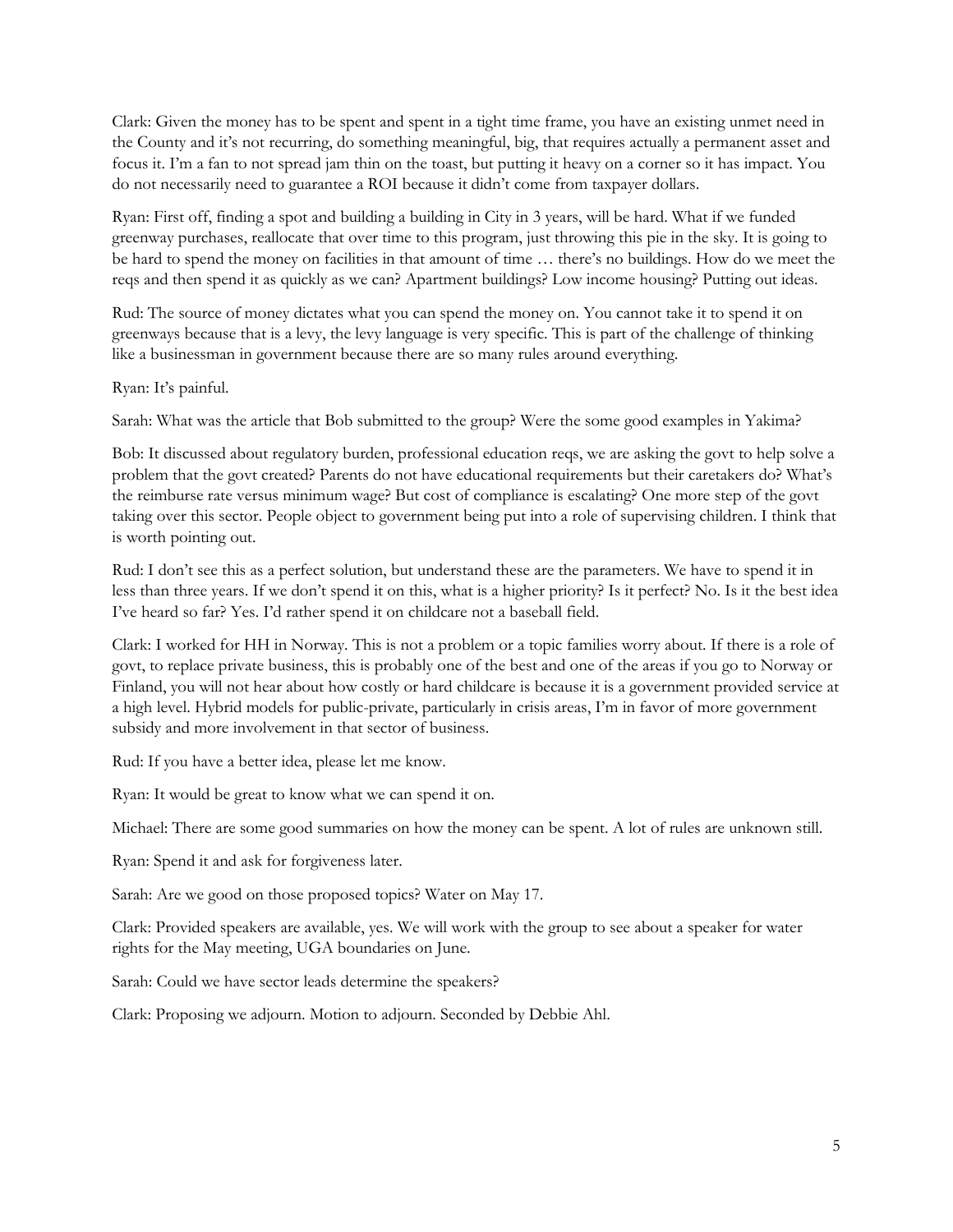Clark: Given the money has to be spent and spent in a tight time frame, you have an existing unmet need in the County and it's not recurring, do something meaningful, big, that requires actually a permanent asset and focus it. I'm a fan to not spread jam thin on the toast, but putting it heavy on a corner so it has impact. You do not necessarily need to guarantee a ROI because it didn't come from taxpayer dollars.

Ryan: First off, finding a spot and building a building in City in 3 years, will be hard. What if we funded greenway purchases, reallocate that over time to this program, just throwing this pie in the sky. It is going to be hard to spend the money on facilities in that amount of time … there's no buildings. How do we meet the reqs and then spend it as quickly as we can? Apartment buildings? Low income housing? Putting out ideas.

Rud: The source of money dictates what you can spend the money on. You cannot take it to spend it on greenways because that is a levy, the levy language is very specific. This is part of the challenge of thinking like a businessman in government because there are so many rules around everything.

Ryan: It's painful.

Sarah: What was the article that Bob submitted to the group? Were the some good examples in Yakima?

Bob: It discussed about regulatory burden, professional education reqs, we are asking the govt to help solve a problem that the govt created? Parents do not have educational requirements but their caretakers do? What's the reimburse rate versus minimum wage? But cost of compliance is escalating? One more step of the govt taking over this sector. People object to government being put into a role of supervising children. I think that is worth pointing out.

Rud: I don't see this as a perfect solution, but understand these are the parameters. We have to spend it in less than three years. If we don't spend it on this, what is a higher priority? Is it perfect? No. Is it the best idea I've heard so far? Yes. I'd rather spend it on childcare not a baseball field.

Clark: I worked for HH in Norway. This is not a problem or a topic families worry about. If there is a role of govt, to replace private business, this is probably one of the best and one of the areas if you go to Norway or Finland, you will not hear about how costly or hard childcare is because it is a government provided service at a high level. Hybrid models for public-private, particularly in crisis areas, I'm in favor of more government subsidy and more involvement in that sector of business.

Rud: If you have a better idea, please let me know.

Ryan: It would be great to know what we can spend it on.

Michael: There are some good summaries on how the money can be spent. A lot of rules are unknown still.

Ryan: Spend it and ask for forgiveness later.

Sarah: Are we good on those proposed topics? Water on May 17.

Clark: Provided speakers are available, yes. We will work with the group to see about a speaker for water rights for the May meeting, UGA boundaries on June.

Sarah: Could we have sector leads determine the speakers?

Clark: Proposing we adjourn. Motion to adjourn. Seconded by Debbie Ahl.